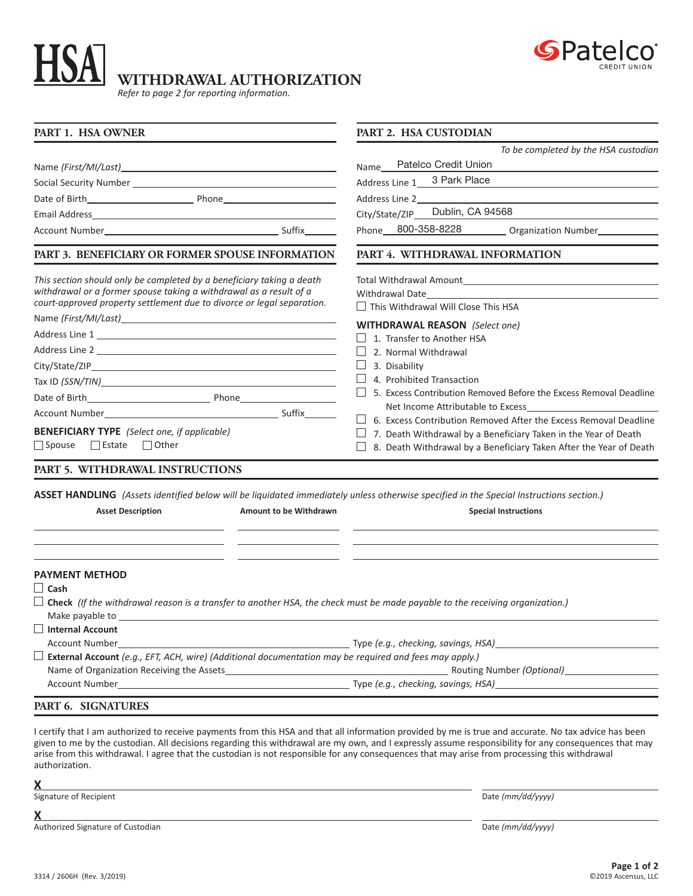# HSA WITHDRAWAL AUTHORIZATION

*Refer to page 2 for reporting information.*

Patelco CREDIT UNION

## PART 1. HSA OWNER

Name *(First/MI/Last)* \_\_\_\_\_\_\_\_\_\_\_\_\_\_\_\_\_\_\_\_

Social Security Number \_\_\_\_\_\_\_\_\_\_\_\_\_\_\_\_\_\_\_\_

Date of Birth \_\_\_\_\_\_\_\_\_\_ Phone \_\_\_\_\_\_\_\_\_\_

Email Address \_\_\_\_\_\_\_\_\_\_\_\_\_\_\_\_\_\_\_\_

Account Number \_\_\_\_\_\_\_\_\_\_\_\_\_\_\_\_\_\_\_\_ Suffix \_\_\_\_\_\_

## PART 2. HSA CUSTODIAN

*To be completed by the HSA custodian*

Name Patelco Credit Union

Address Line 1 3 Park Place

Address Line 2 \_\_\_\_\_\_\_\_\_\_\_\_\_\_\_\_\_\_\_\_

City/State/ZIP Dublin, CA 94568

Phone 800-358-8228 Organization Number \_\_\_\_\_\_\_\_\_\_

## PART 3. BENEFICIARY OR FORMER SPOUSE INFORMATION

*This section should only be completed by a beneficiary taking a death withdrawal or a former spouse taking a withdrawal as a result of a court-approved property settlement due to divorce or legal separation.*

Name *(First/MI/Last)* \_\_\_\_\_\_\_\_\_\_\_\_\_\_\_\_\_\_\_\_

Address Line 1 \_\_\_\_\_\_\_\_\_\_\_\_\_\_\_\_\_\_\_\_

Address Line 2 \_\_\_\_\_\_\_\_\_\_\_\_\_\_\_\_\_\_\_\_

City/State/ZIP \_\_\_\_\_\_\_\_\_\_\_\_\_\_\_\_\_\_\_\_

Tax ID *(SSN/TIN)* \_\_\_\_\_\_\_\_\_\_\_\_\_\_\_\_\_\_\_\_

Date of Birth \_\_\_\_\_\_\_\_\_\_ Phone \_\_\_\_\_\_\_\_\_\_

Account Number \_\_\_\_\_\_\_\_\_\_\_\_\_\_\_\_\_\_\_\_ Suffix \_\_\_\_\_\_

**BENEFICIARY TYPE** *(Select one, if applicable)*

☐ Spouse ☐ Estate ☐ Other

## PART 4. WITHDRAWAL INFORMATION

Total Withdrawal Amount \_\_\_\_\_\_\_\_\_\_\_\_\_\_\_\_\_\_\_\_

Withdrawal Date \_\_\_\_\_\_\_\_\_\_\_\_\_\_\_\_\_\_\_\_

☐ This Withdrawal Will Close This HSA

**WITHDRAWAL REASON** *(Select one)*

☐ 1. Transfer to Another HSA

☐ 2. Normal Withdrawal

☐ 3. Disability

☐ 4. Prohibited Transaction

☐ 5. Excess Contribution Removed Before the Excess Removal Deadline
Net Income Attributable to Excess \_\_\_\_\_\_\_\_\_\_

☐ 6. Excess Contribution Removed After the Excess Removal Deadline

☐ 7. Death Withdrawal by a Beneficiary Taken in the Year of Death

☐ 8. Death Withdrawal by a Beneficiary Taken After the Year of Death

## PART 5. WITHDRAWAL INSTRUCTIONS

**ASSET HANDLING** *(Assets identified below will be liquidated immediately unless otherwise specified in the Special Instructions section.)*

| Asset Description | Amount to be Withdrawn | Special Instructions |
|---|---|---|
| | | |
| | | |
| | | |

**PAYMENT METHOD**

☐ **Cash**

☐ **Check** *(If the withdrawal reason is a transfer to another HSA, the check must be made payable to the receiving organization.)*
Make payable to \_\_\_\_\_\_\_\_\_\_\_\_\_\_\_\_\_\_\_\_

☐ **Internal Account**
Account Number \_\_\_\_\_\_\_\_\_\_\_\_\_\_\_\_\_\_\_\_ Type *(e.g., checking, savings, HSA)* \_\_\_\_\_\_\_\_\_\_

☐ **External Account** *(e.g., EFT, ACH, wire) (Additional documentation may be required and fees may apply.)*
Name of Organization Receiving the Assets \_\_\_\_\_\_\_\_\_\_\_\_\_\_\_\_\_\_\_\_ Routing Number *(Optional)* \_\_\_\_\_\_\_\_\_\_
Account Number \_\_\_\_\_\_\_\_\_\_\_\_\_\_\_\_\_\_\_\_ Type *(e.g., checking, savings, HSA)* \_\_\_\_\_\_\_\_\_\_

## PART 6. SIGNATURES

I certify that I am authorized to receive payments from this HSA and that all information provided by me is true and accurate. No tax advice has been given to me by the custodian. All decisions regarding this withdrawal are my own, and I expressly assume responsibility for any consequences that may arise from this withdrawal. I agree that the custodian is not responsible for any consequences that may arise from processing this withdrawal authorization.

**X** \_\_\_\_\_\_\_\_\_\_\_\_\_\_\_\_\_\_\_\_ \_\_\_\_\_\_\_\_\_\_
Signature of Recipient  Date *(mm/dd/yyyy)*

**X** \_\_\_\_\_\_\_\_\_\_\_\_\_\_\_\_\_\_\_\_ \_\_\_\_\_\_\_\_\_\_
Authorized Signature of Custodian  Date *(mm/dd/yyyy)*

3314 / 2606H (Rev. 3/2019)

©2019 Ascensus, LLC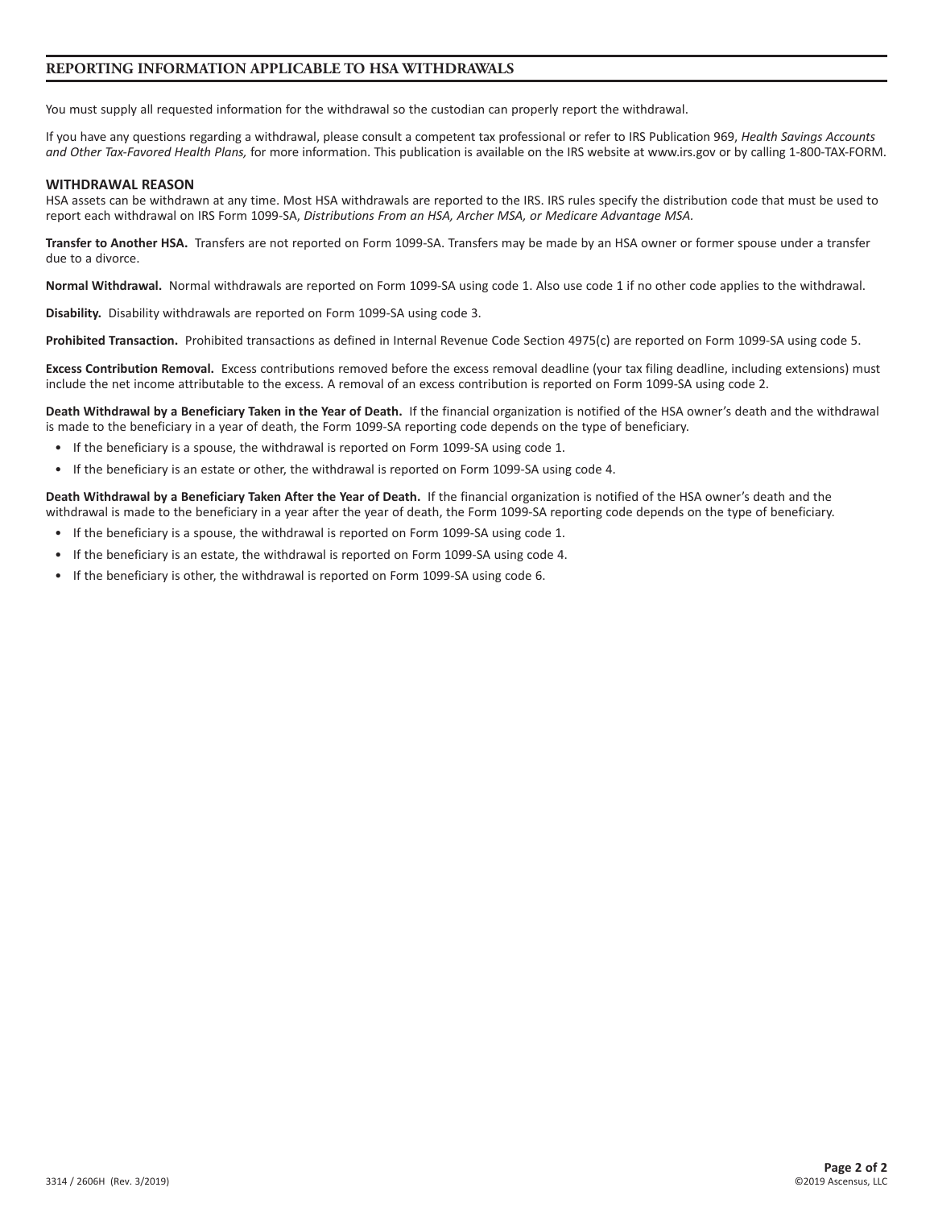## REPORTING INFORMATION APPLICABLE TO HSA WITHDRAWALS

You must supply all requested information for the withdrawal so the custodian can properly report the withdrawal.

If you have any questions regarding a withdrawal, please consult a competent tax professional or refer to IRS Publication 969, *Health Savings Accounts and Other Tax-Favored Health Plans,* for more information. This publication is available on the IRS website at www.irs.gov or by calling 1-800-TAX-FORM.

### WITHDRAWAL REASON

HSA assets can be withdrawn at any time. Most HSA withdrawals are reported to the IRS. IRS rules specify the distribution code that must be used to report each withdrawal on IRS Form 1099-SA, *Distributions From an HSA, Archer MSA, or Medicare Advantage MSA.*

**Transfer to Another HSA.** Transfers are not reported on Form 1099-SA. Transfers may be made by an HSA owner or former spouse under a transfer due to a divorce.

**Normal Withdrawal.** Normal withdrawals are reported on Form 1099-SA using code 1. Also use code 1 if no other code applies to the withdrawal.

**Disability.** Disability withdrawals are reported on Form 1099-SA using code 3.

**Prohibited Transaction.** Prohibited transactions as defined in Internal Revenue Code Section 4975(c) are reported on Form 1099-SA using code 5.

**Excess Contribution Removal.** Excess contributions removed before the excess removal deadline (your tax filing deadline, including extensions) must include the net income attributable to the excess. A removal of an excess contribution is reported on Form 1099-SA using code 2.

**Death Withdrawal by a Beneficiary Taken in the Year of Death.** If the financial organization is notified of the HSA owner's death and the withdrawal is made to the beneficiary in a year of death, the Form 1099-SA reporting code depends on the type of beneficiary.

- If the beneficiary is a spouse, the withdrawal is reported on Form 1099-SA using code 1.
- If the beneficiary is an estate or other, the withdrawal is reported on Form 1099-SA using code 4.

**Death Withdrawal by a Beneficiary Taken After the Year of Death.** If the financial organization is notified of the HSA owner's death and the withdrawal is made to the beneficiary in a year after the year of death, the Form 1099-SA reporting code depends on the type of beneficiary.

- If the beneficiary is a spouse, the withdrawal is reported on Form 1099-SA using code 1.
- If the beneficiary is an estate, the withdrawal is reported on Form 1099-SA using code 4.
- If the beneficiary is other, the withdrawal is reported on Form 1099-SA using code 6.

3314 / 2606H (Rev. 3/2019)

©2019 Ascensus, LLC